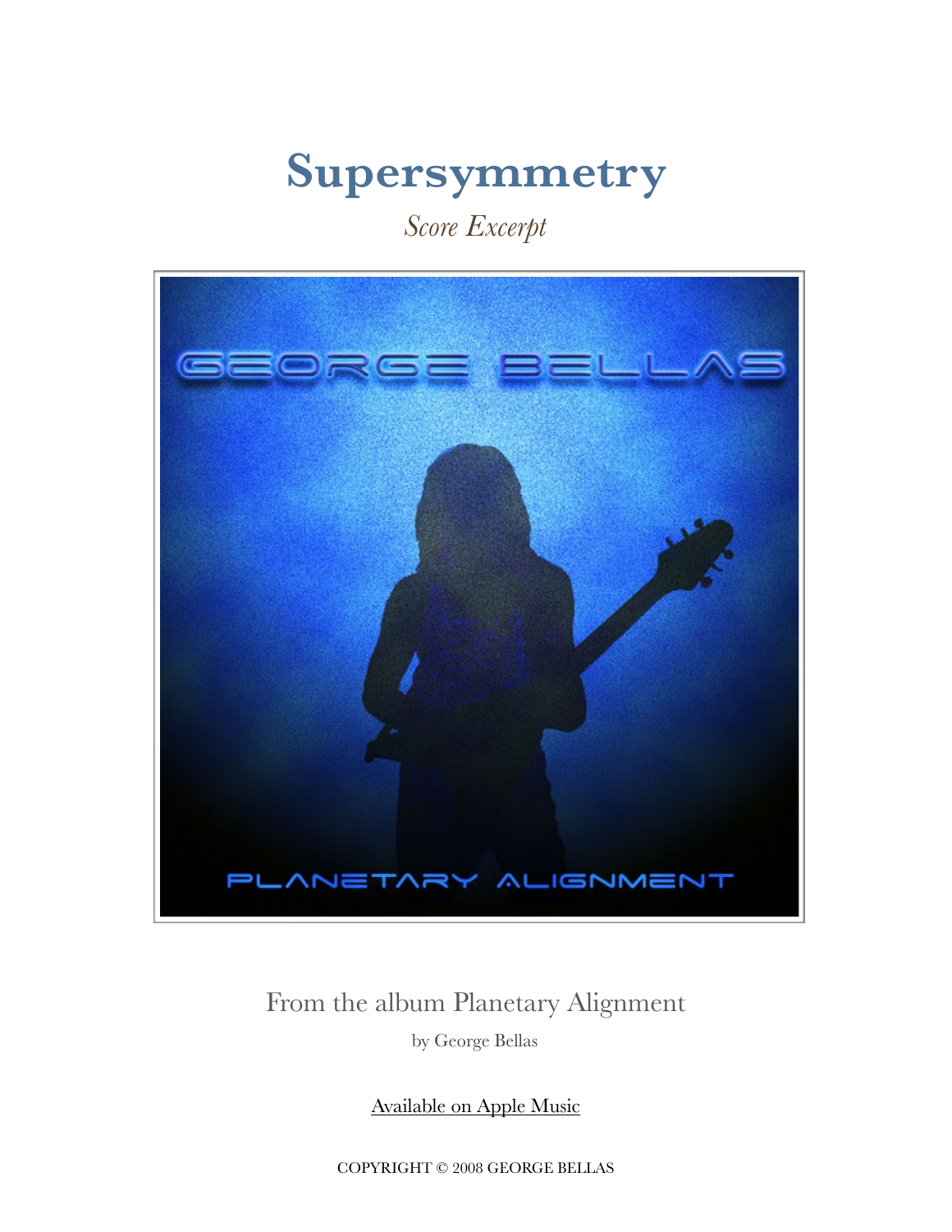# Supersymmetry

*Score Excerpt*

From the album Planetary Alignment

by George Bellas

Available on Apple Music

COPYRIGHT © 2008 GEORGE BELLAS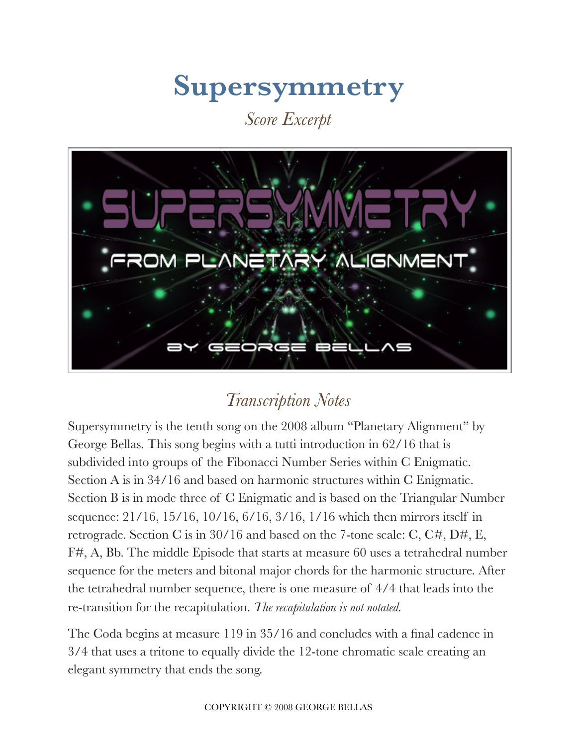# Supersymmetry

*Score Excerpt*

## *Transcription Notes*

Supersymmetry is the tenth song on the 2008 album “Planetary Alignment” by George Bellas. This song begins with a tutti introduction in 62/16 that is subdivided into groups of the Fibonacci Number Series within C Enigmatic. Section A is in 34/16 and based on harmonic structures within C Enigmatic. Section B is in mode three of C Enigmatic and is based on the Triangular Number sequence: 21/16, 15/16, 10/16, 6/16, 3/16, 1/16 which then mirrors itself in retrograde. Section C is in 30/16 and based on the 7-tone scale: C, C#, D#, E, F#, A, Bb. The middle Episode that starts at measure 60 uses a tetrahedral number sequence for the meters and bitonal major chords for the harmonic structure. After the tetrahedral number sequence, there is one measure of 4/4 that leads into the re-transition for the recapitulation. *The recapitulation is not notated.*

The Coda begins at measure 119 in 35/16 and concludes with a final cadence in 3/4 that uses a tritone to equally divide the 12-tone chromatic scale creating an elegant symmetry that ends the song.

COPYRIGHT © 2008 GEORGE BELLAS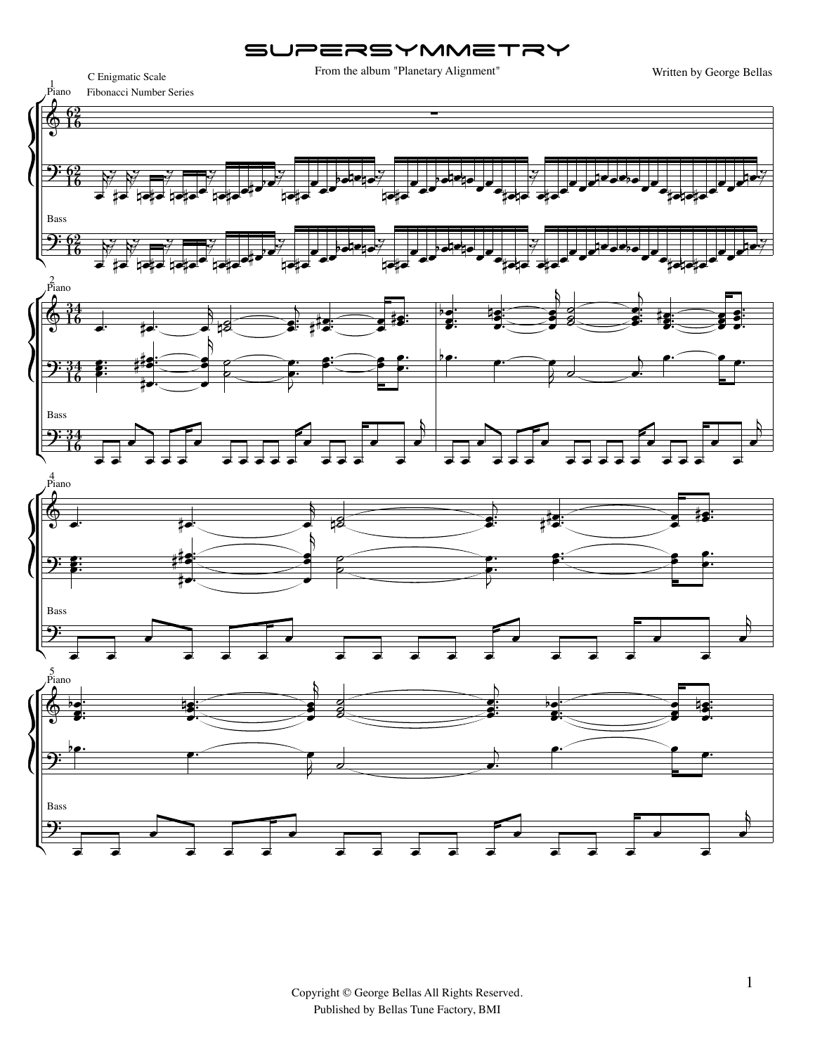# SUPERSYMMETRY

From the album "Planetary Alignment"

Written by George Bellas

C Enigmatic Scale

Fibonacci Number Series

Piano

Bass

Copyright © George Bellas All Rights Reserved.

Published by Bellas Tune Factory, BMI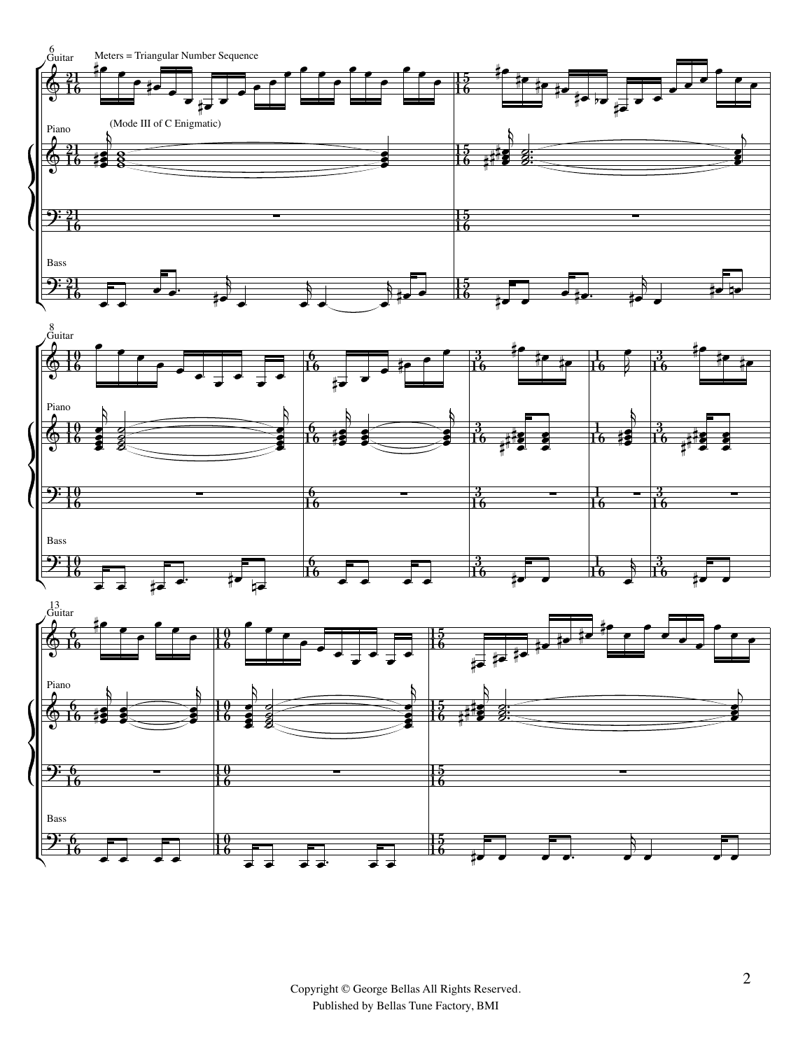Meters = Triangular Number Sequence

(Mode III of C Enigmatic)

Copyright © George Bellas All Rights Reserved.
Published by Bellas Tune Factory, BMI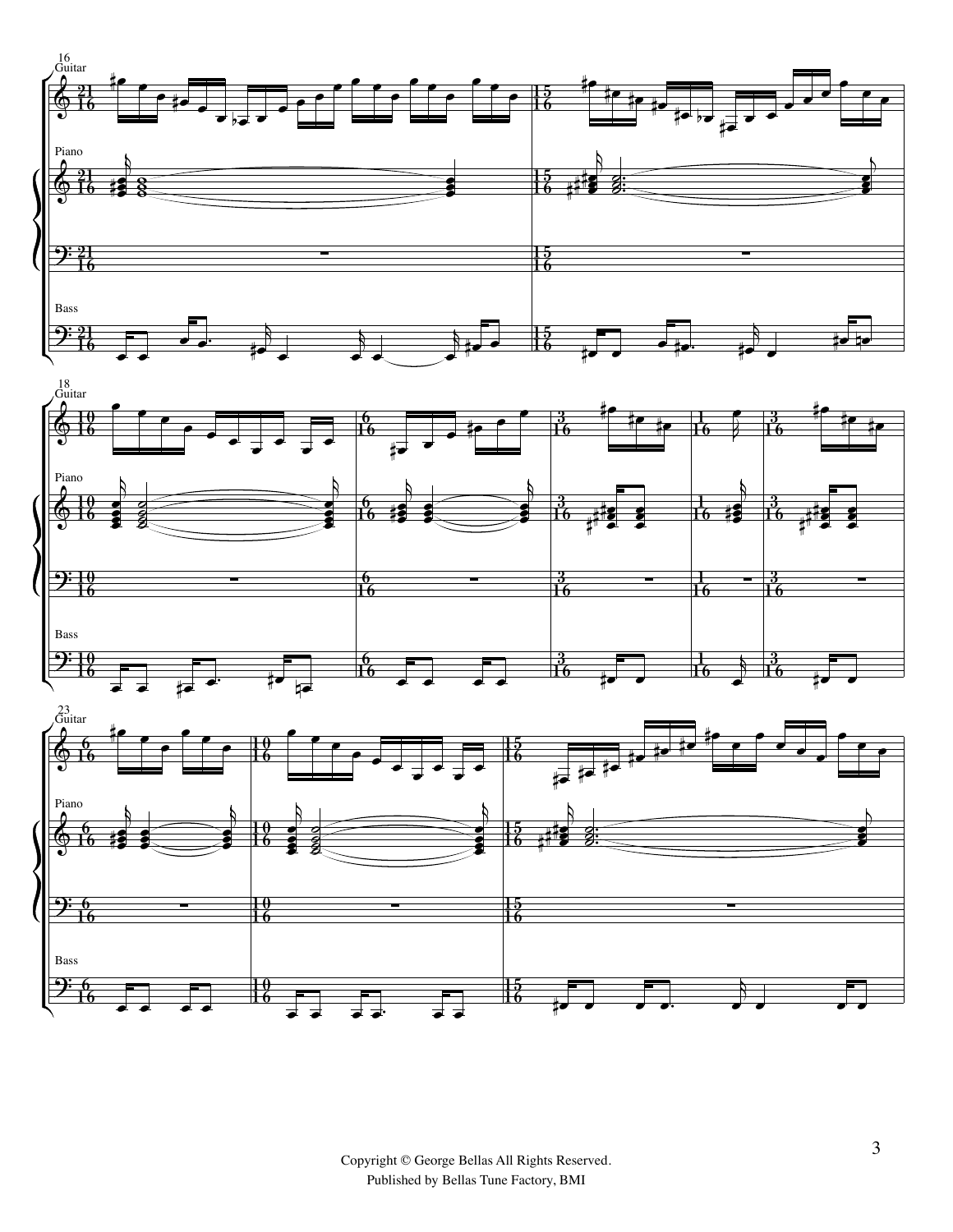Copyright © George Bellas All Rights Reserved.
Published by Bellas Tune Factory, BMI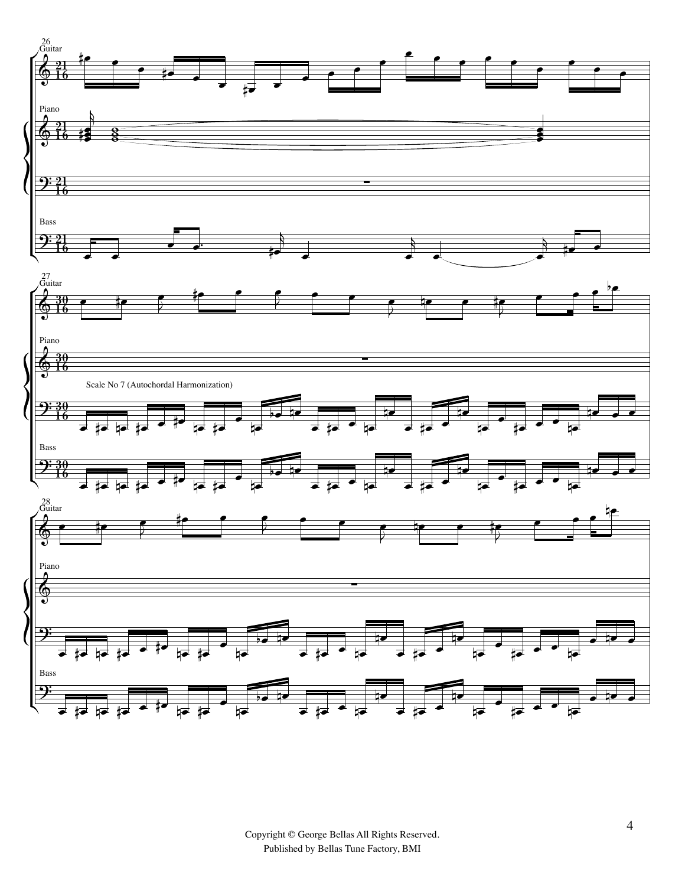26

Guitar

Piano

Bass

27

Guitar

Piano

Scale No 7 (Autochordal Harmonization)

Bass

28

Guitar

Piano

Bass

Copyright © George Bellas All Rights Reserved.
Published by Bellas Tune Factory, BMI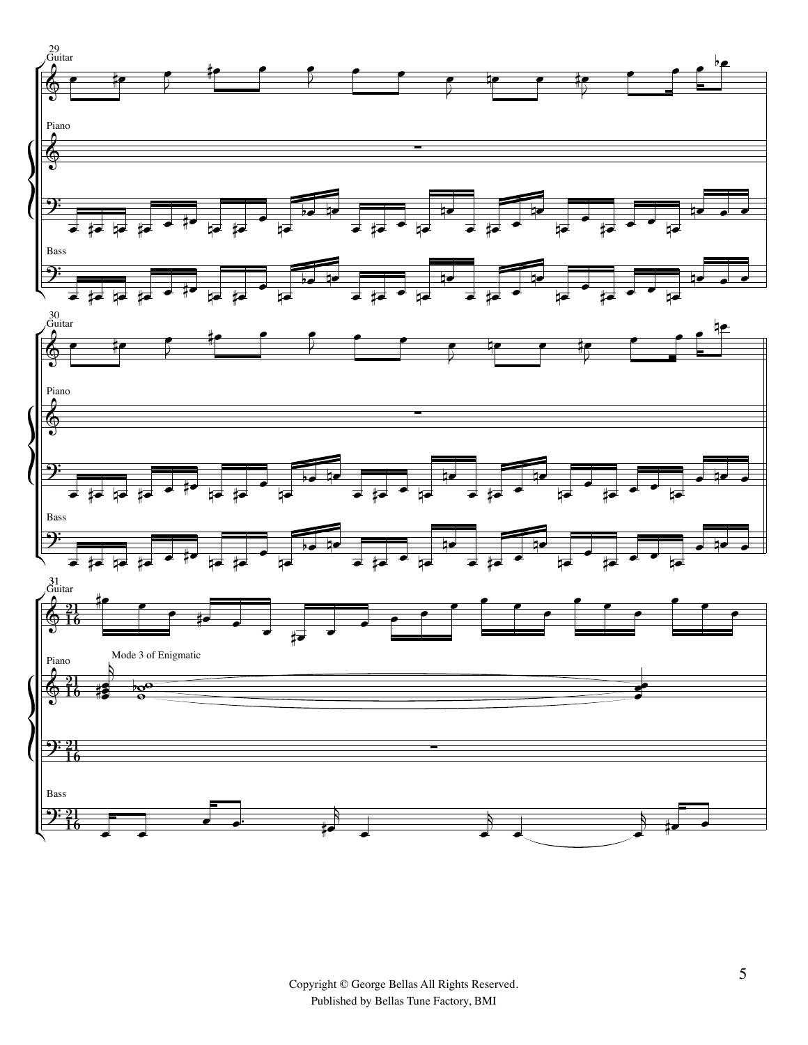29

Guitar

Piano

Bass

30

Guitar

Piano

Bass

31

Guitar

Piano

Mode 3 of Enigmatic

Bass

Copyright © George Bellas All Rights Reserved.
Published by Bellas Tune Factory, BMI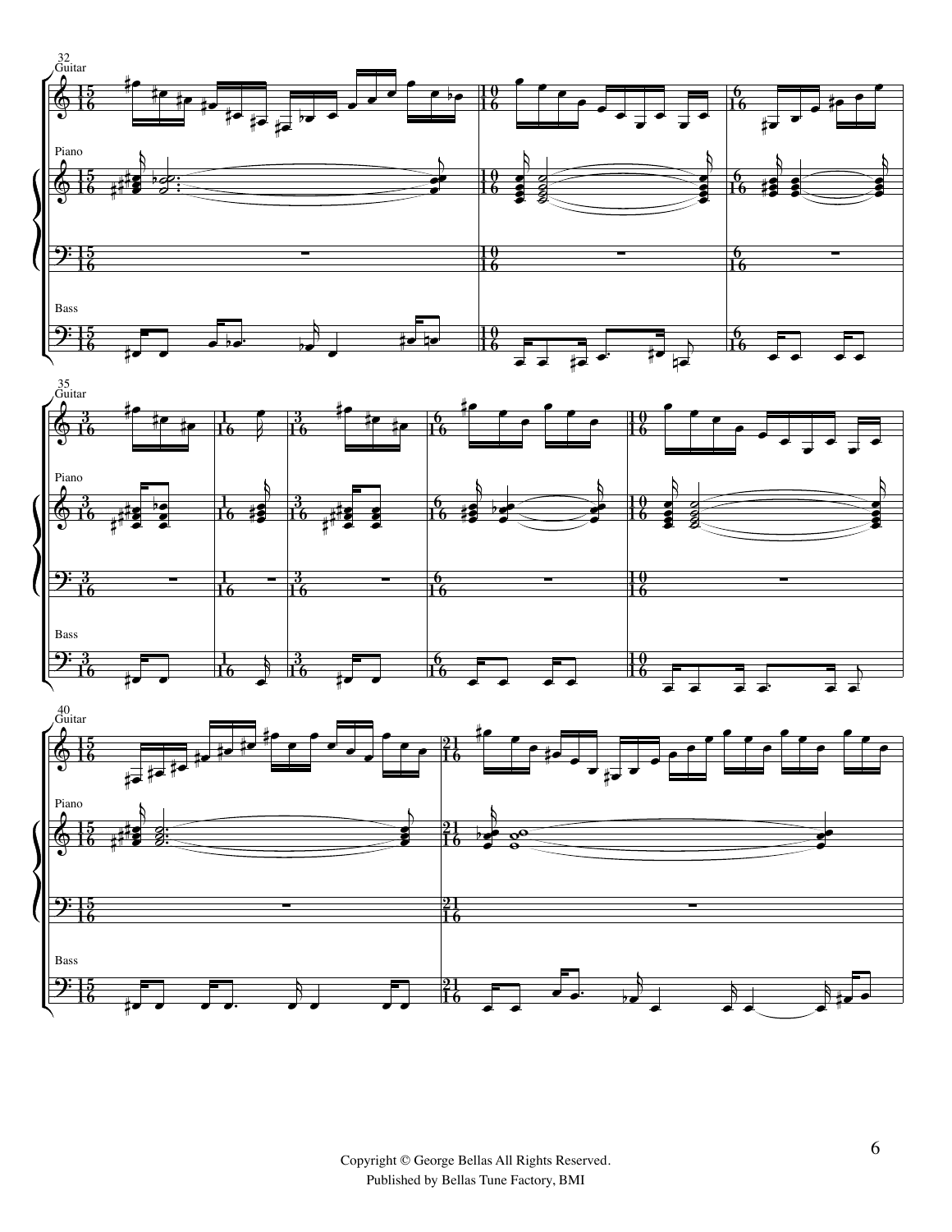Copyright © George Bellas All Rights Reserved.
Published by Bellas Tune Factory, BMI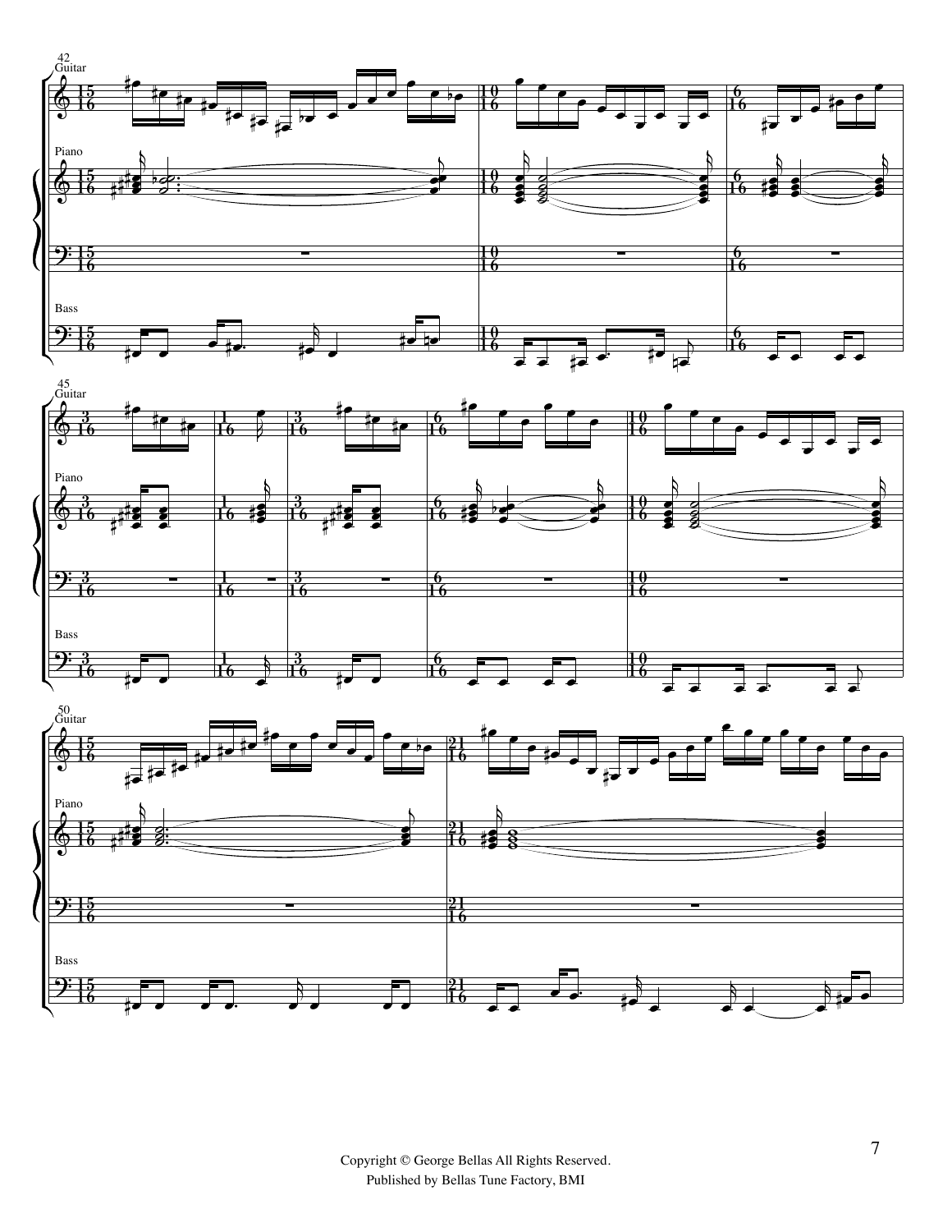Copyright © George Bellas All Rights Reserved.
Published by Bellas Tune Factory, BMI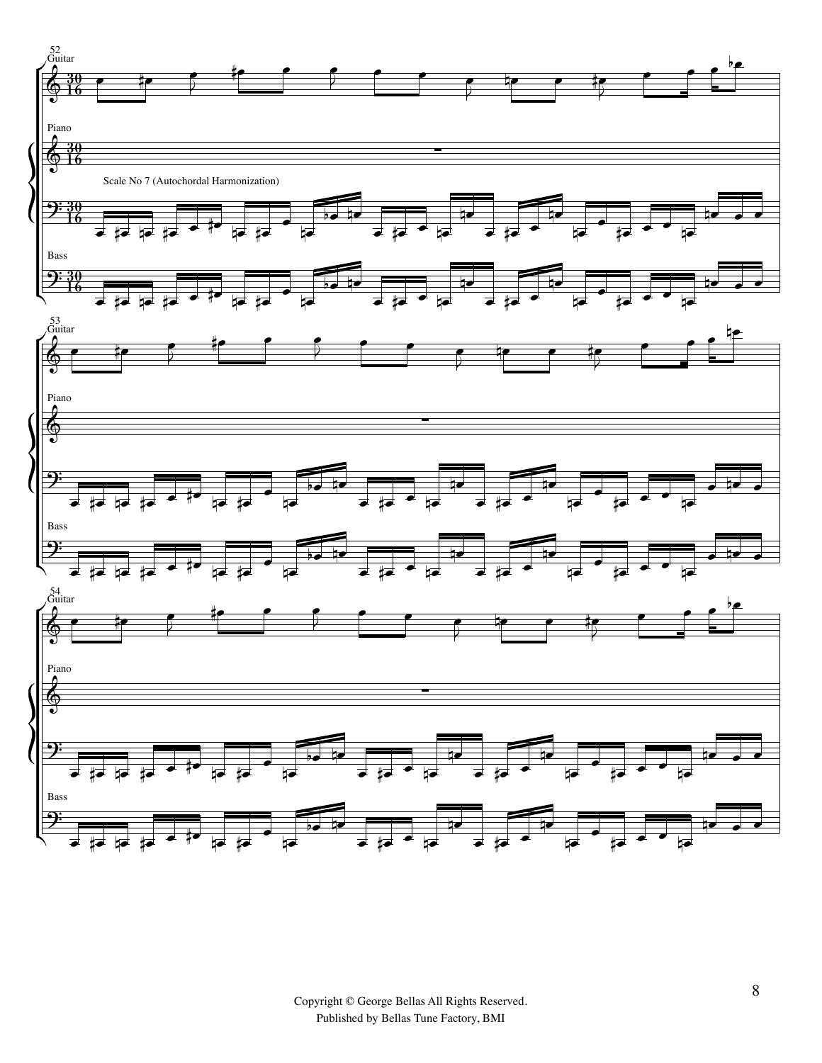52

Guitar

Piano

Scale No 7 (Autochordal Harmonization)

Bass

53

Guitar

Piano

Bass

54

Guitar

Piano

Bass

Copyright © George Bellas All Rights Reserved.
Published by Bellas Tune Factory, BMI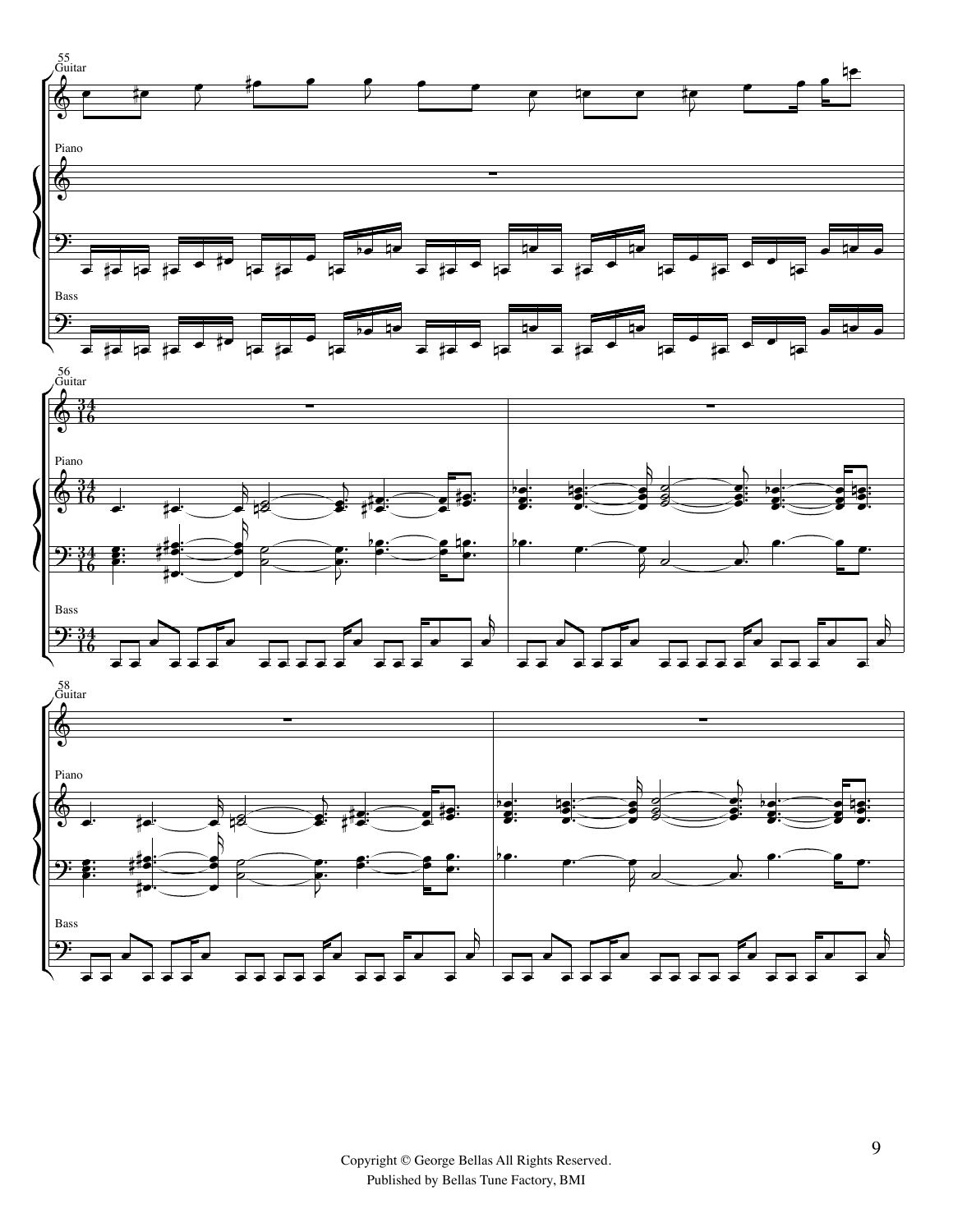55

Guitar

Piano

Bass

56

Guitar

Piano

Bass

58

Guitar

Piano

Bass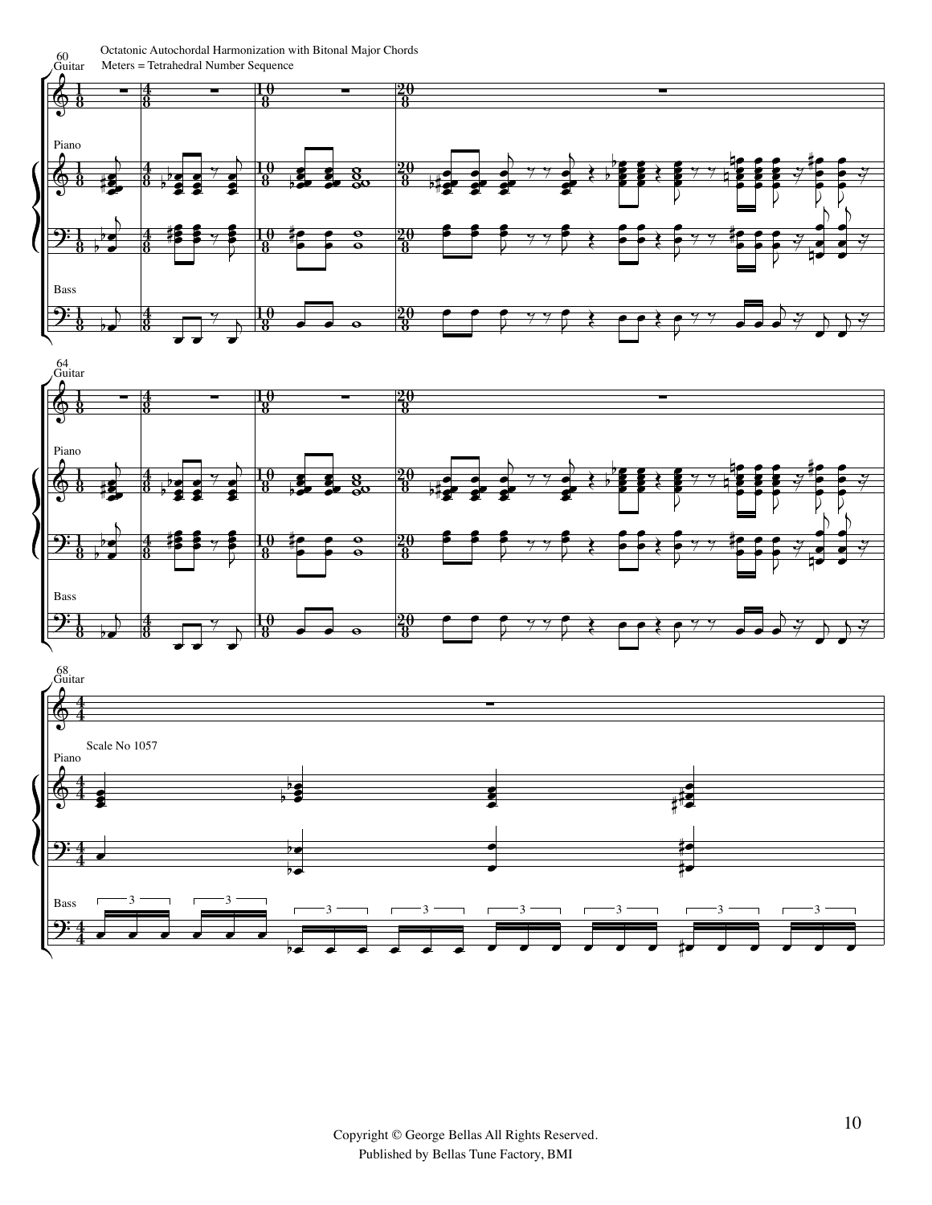Octatonic Autochordal Harmonization with Bitonal Major Chords

Meters = Tetrahedral Number Sequence

Scale No 1057

Copyright © George Bellas All Rights Reserved.

Published by Bellas Tune Factory, BMI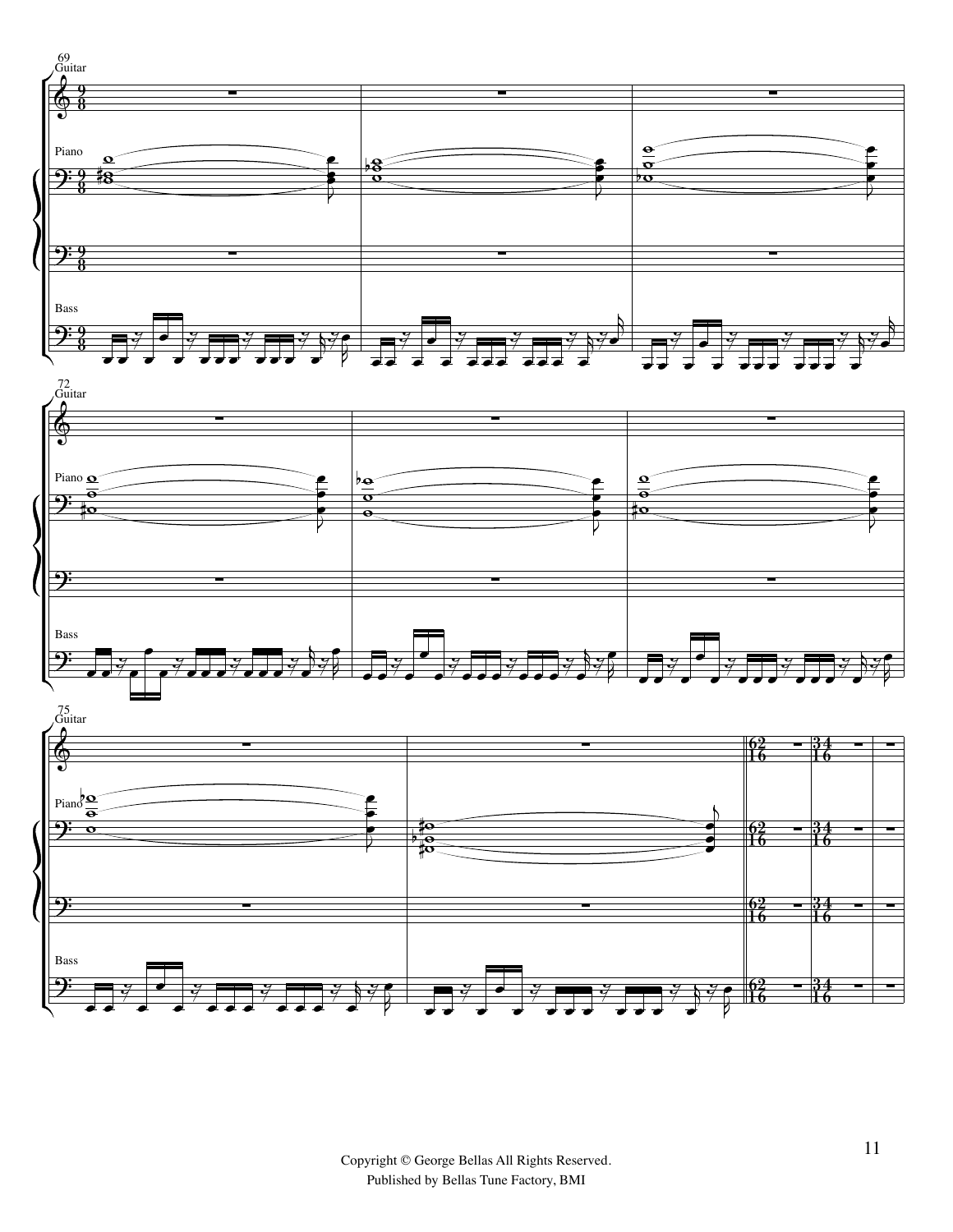Copyright © George Bellas All Rights Reserved.
Published by Bellas Tune Factory, BMI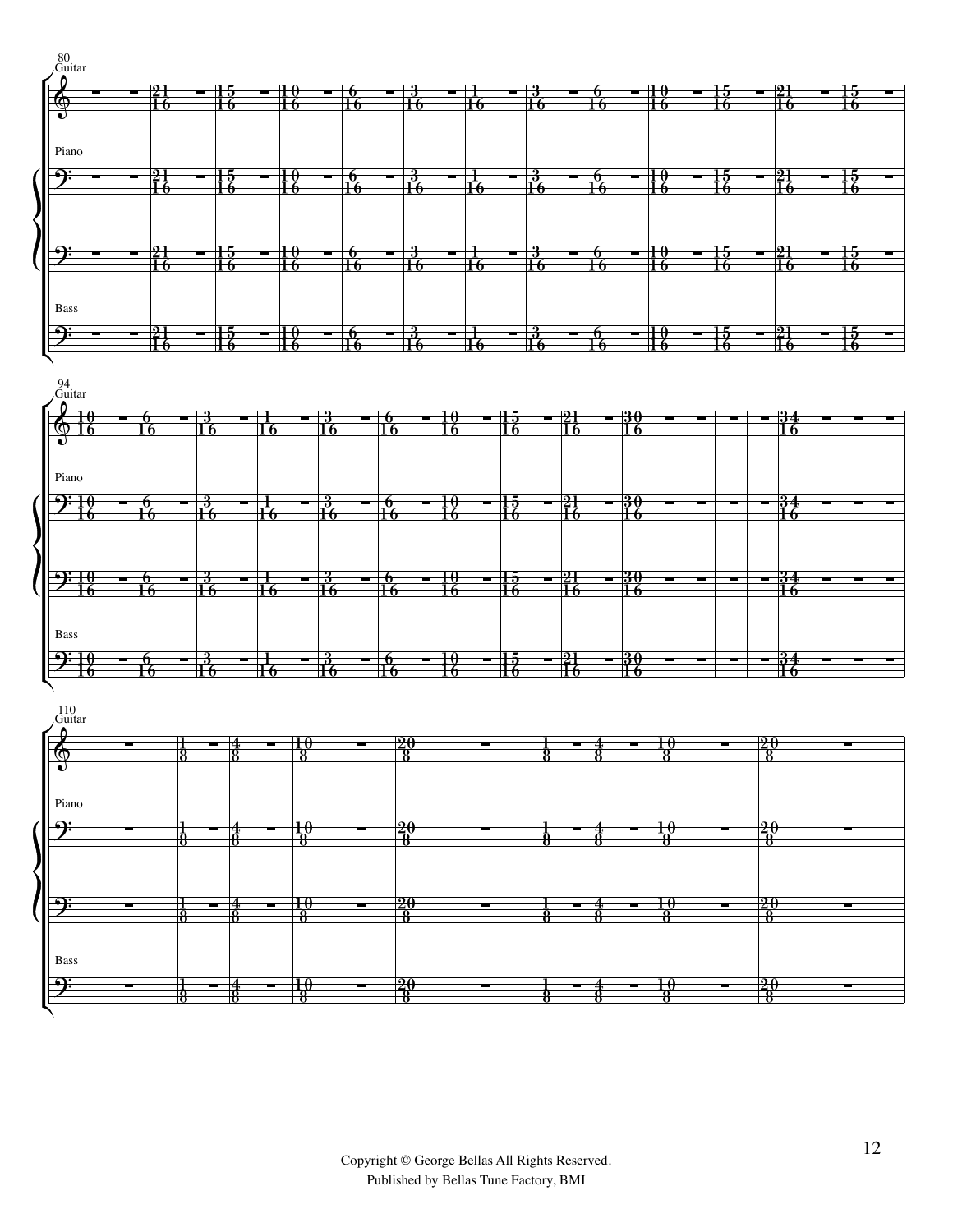Copyright © George Bellas All Rights Reserved.
Published by Bellas Tune Factory, BMI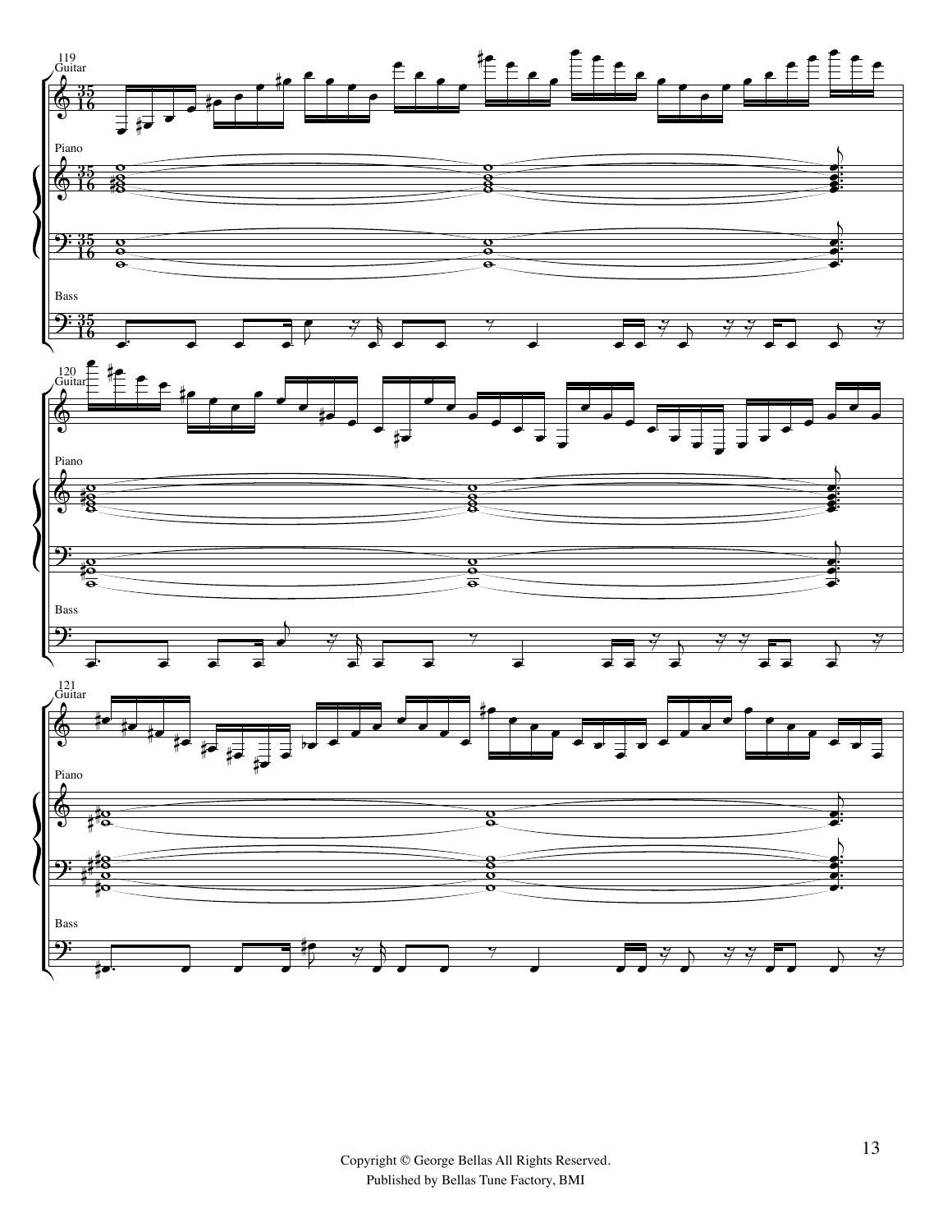119

Guitar

Piano

Bass

120

Guitar

Piano

Bass

121

Guitar

Piano

Bass

Copyright © George Bellas All Rights Reserved.
Published by Bellas Tune Factory, BMI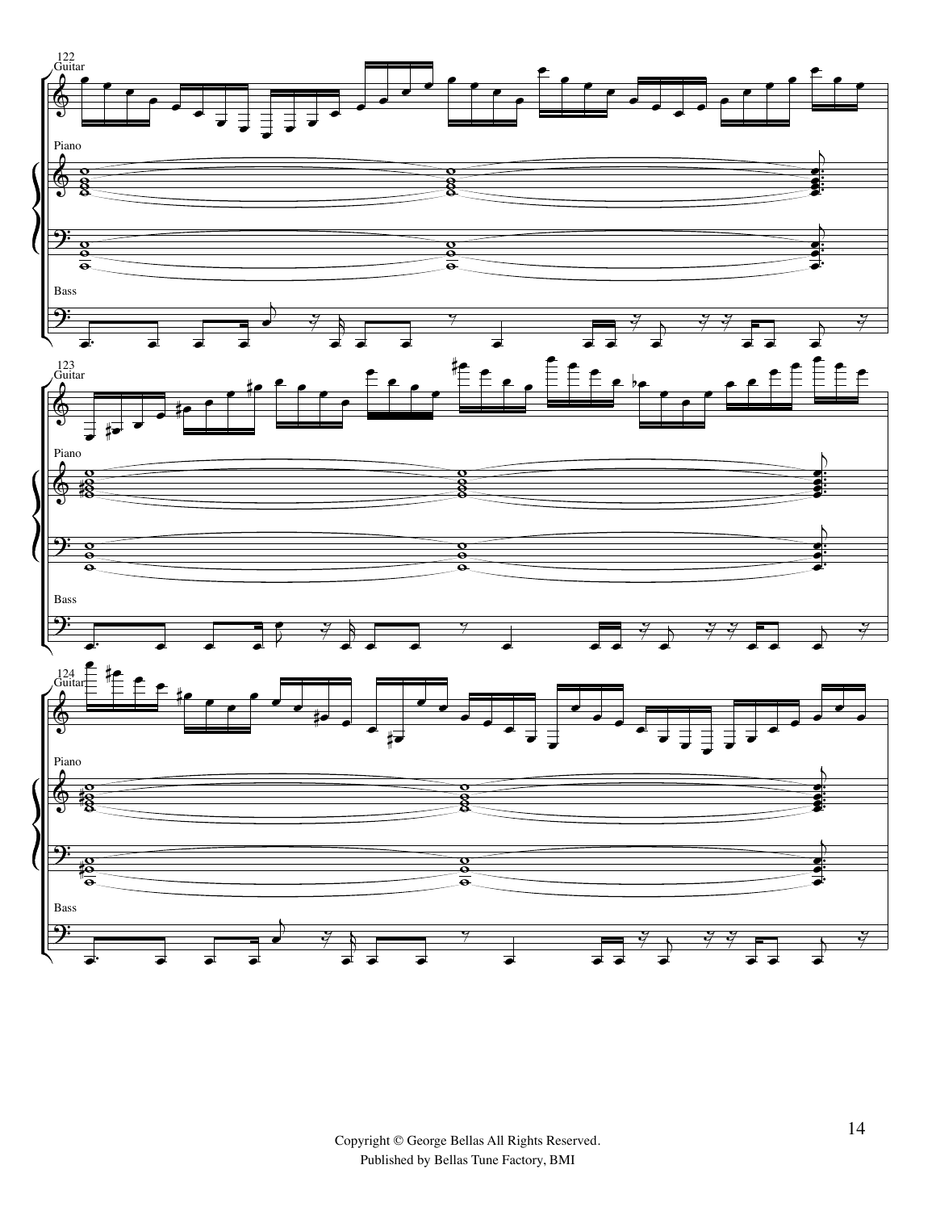Copyright © George Bellas All Rights Reserved.
Published by Bellas Tune Factory, BMI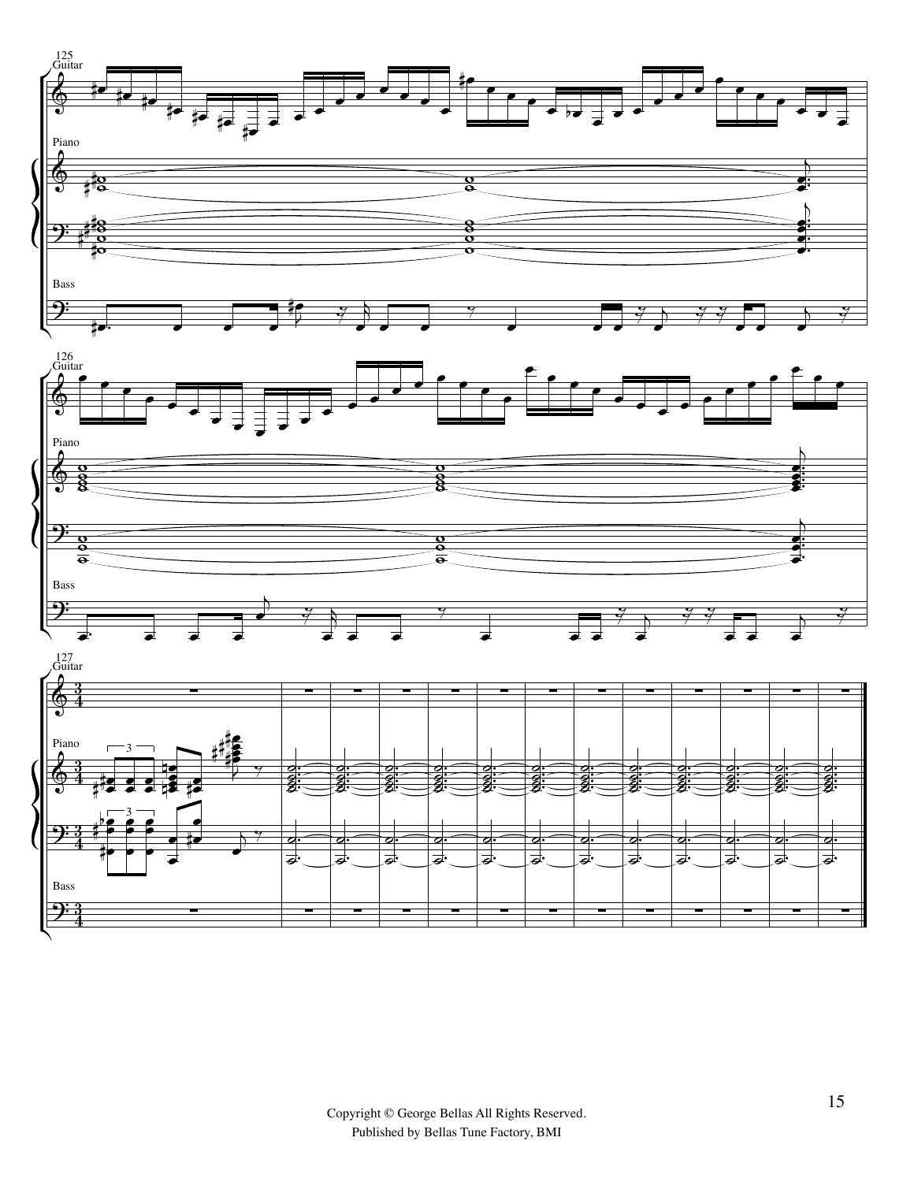Copyright © George Bellas All Rights Reserved.
Published by Bellas Tune Factory, BMI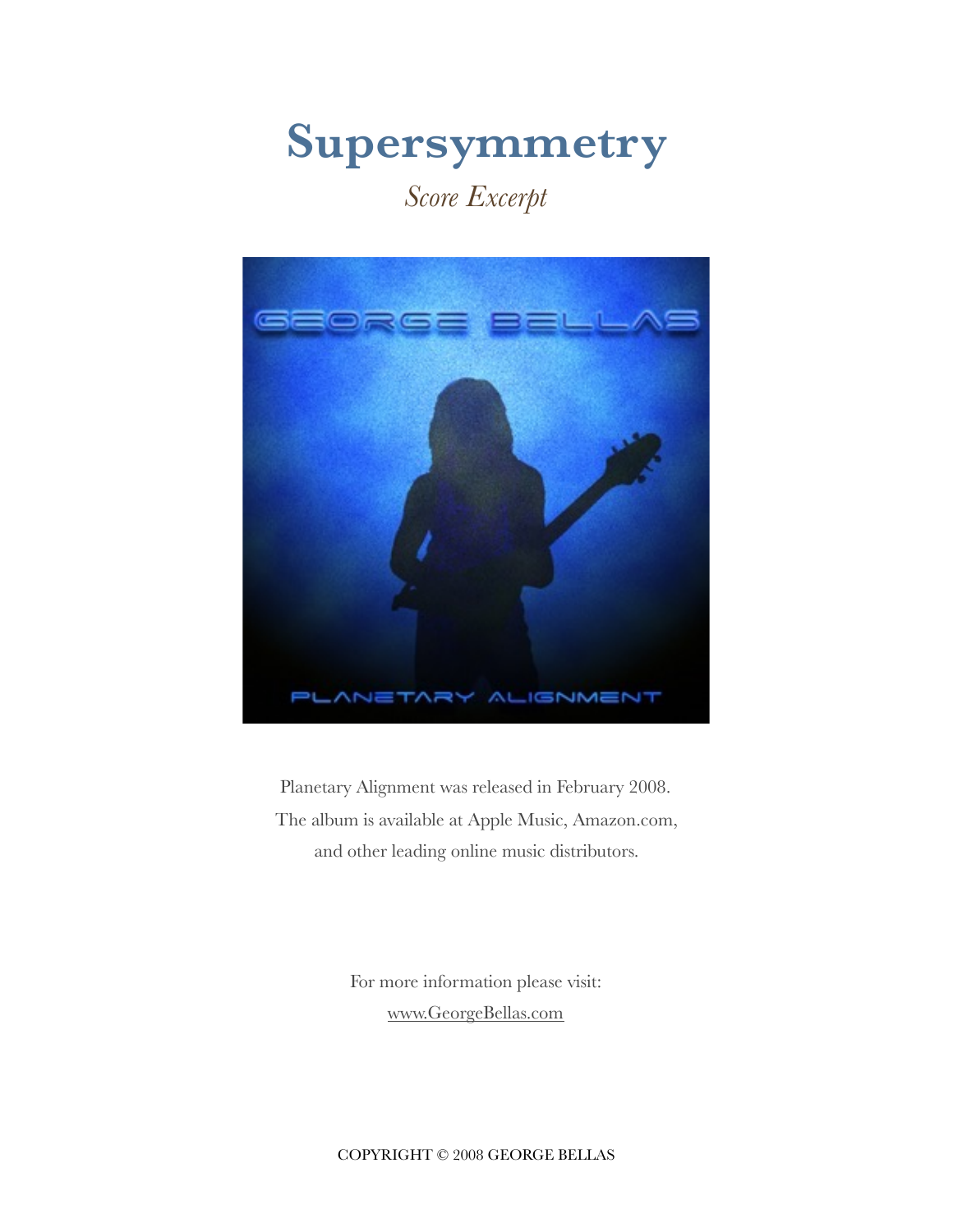# Supersymmetry

*Score Excerpt*

Planetary Alignment was released in February 2008.
The album is available at Apple Music, Amazon.com,
and other leading online music distributors.

For more information please visit:
www.GeorgeBellas.com

COPYRIGHT © 2008 GEORGE BELLAS